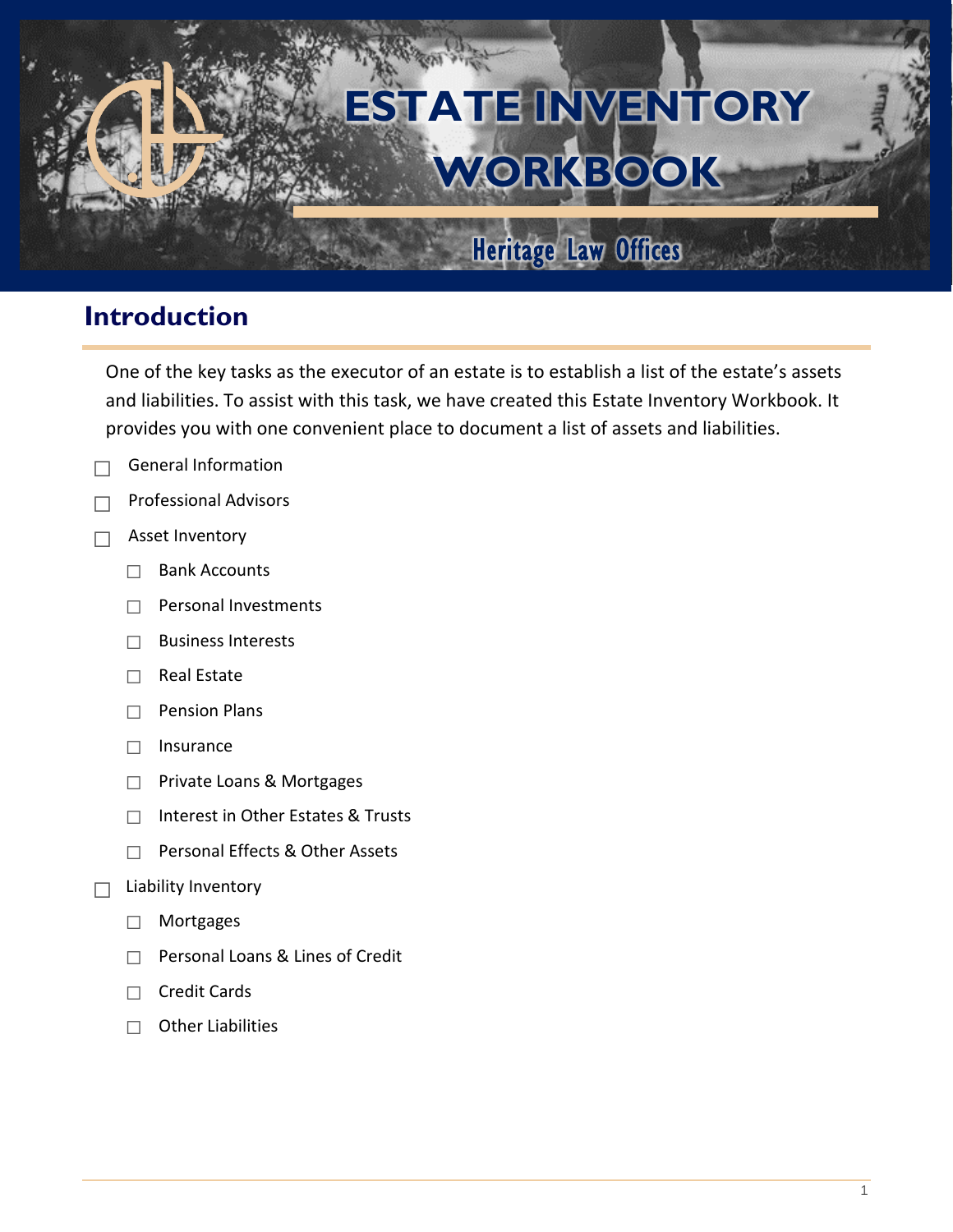# ESTATE INVENTORY WORKBOOK

Heritage Law Offices

## Introduction

One of the key tasks as the executor of an estate is to establish a list of the estate's assets and liabilities. To assist with this task, we have created this Estate Inventory Workbook. It provides you with one convenient place to document a list of assets and liabilities.

- ☐ General Information
- ☐ Professional Advisors
- ☐ Asset Inventory
  - ☐ Bank Accounts
  - ☐ Personal Investments
  - ☐ Business Interests
  - ☐ Real Estate
  - ☐ Pension Plans
  - ☐ Insurance
  - ☐ Private Loans & Mortgages
  - ☐ Interest in Other Estates & Trusts
  - ☐ Personal Effects & Other Assets
- ☐ Liability Inventory
  - ☐ Mortgages
  - ☐ Personal Loans & Lines of Credit
  - ☐ Credit Cards
  - ☐ Other Liabilities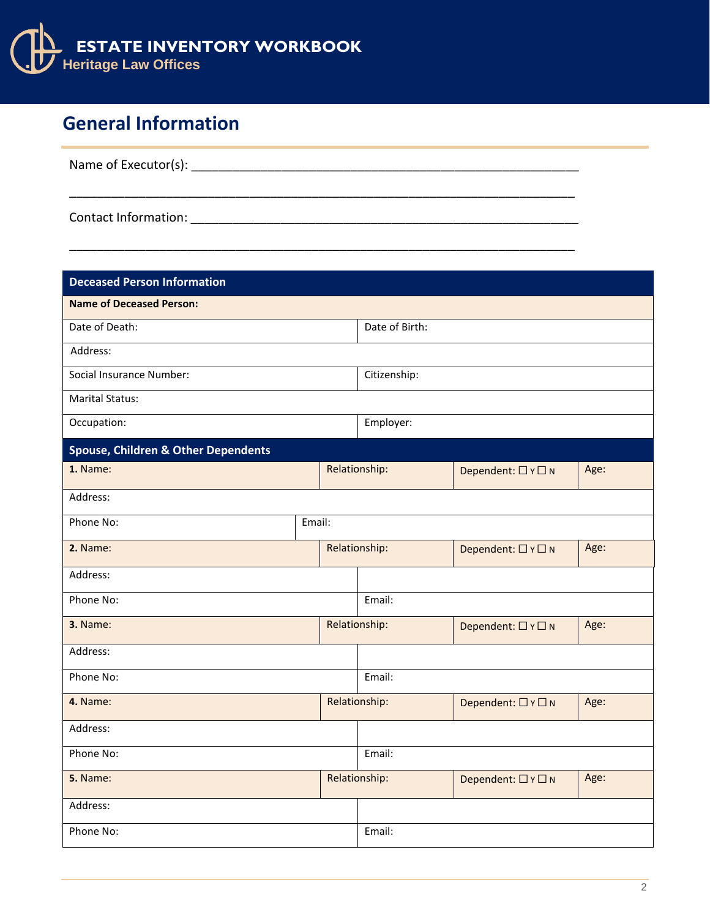# ESTATE INVENTORY WORKBOOK

Heritage Law Offices

## General Information

Name of Executor(s): ____________________________________________________________

________________________________________________________________________________

Contact Information: ____________________________________________________________

________________________________________________________________________________

| Deceased Person Information | |
|---|---|
| **Name of Deceased Person:** | |
| Date of Death: | Date of Birth: |
| Address: | |
| Social Insurance Number: | Citizenship: |
| Marital Status: | |
| Occupation: | Employer: |

| Spouse, Children & Other Dependents | | | |
|---|---|---|---|
| **1.** Name: | Relationship: | Dependent: ☐ Y ☐ N | Age: |
| Address: | | | |
| Phone No: | Email: | | |
| **2.** Name: | Relationship: | Dependent: ☐ Y ☐ N | Age: |
| Address: | | | |
| Phone No: | Email: | | |
| **3.** Name: | Relationship: | Dependent: ☐ Y ☐ N | Age: |
| Address: | | | |
| Phone No: | Email: | | |
| **4.** Name: | Relationship: | Dependent: ☐ Y ☐ N | Age: |
| Address: | | | |
| Phone No: | Email: | | |
| **5.** Name: | Relationship: | Dependent: ☐ Y ☐ N | Age: |
| Address: | | | |
| Phone No: | Email: | | |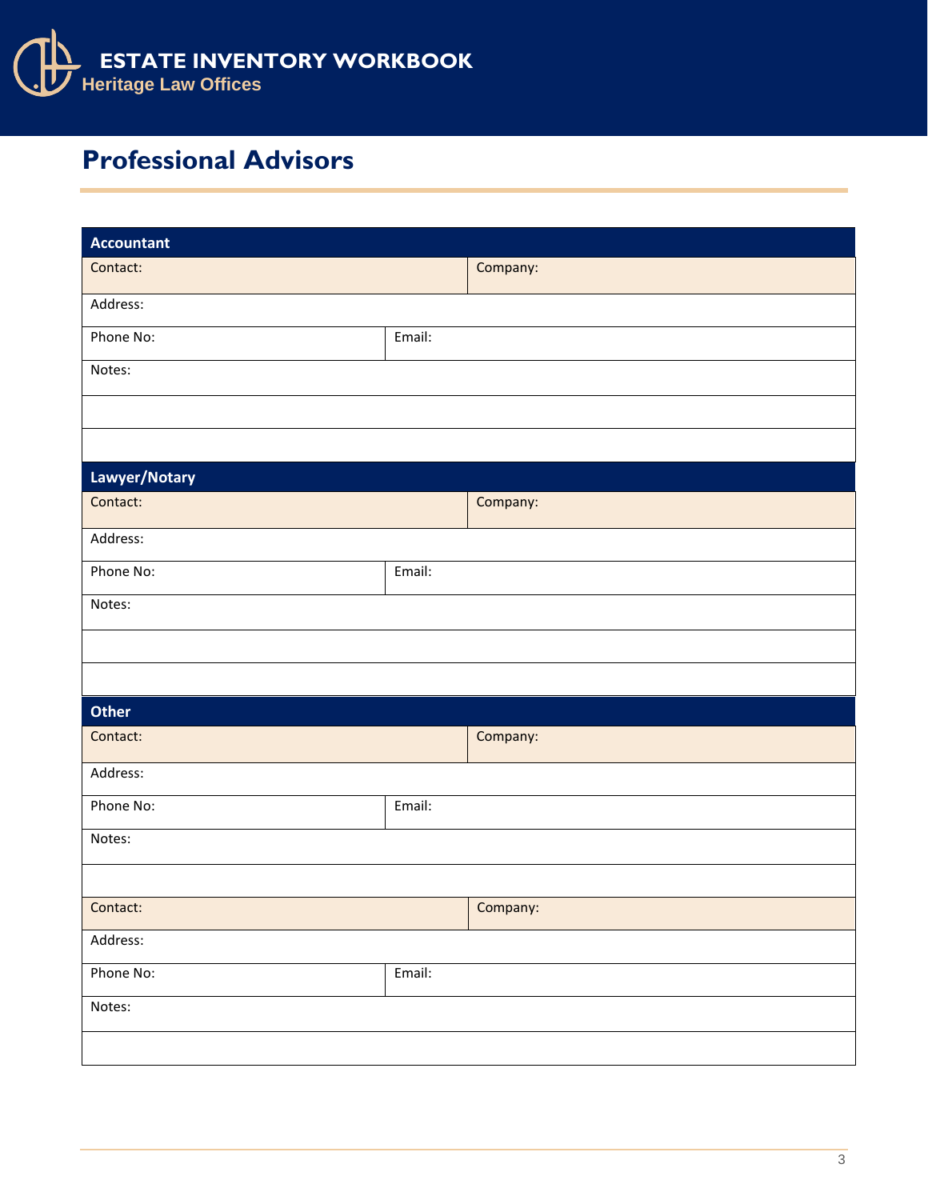# Professional Advisors

| Accountant | |
|---|---|
| Contact: | Company: |
| Address: | |
| Phone No: | Email: |
| Notes: | |
| | |
| | |

| Lawyer/Notary | |
|---|---|
| Contact: | Company: |
| Address: | |
| Phone No: | Email: |
| Notes: | |
| | |
| | |

| Other | |
|---|---|
| Contact: | Company: |
| Address: | |
| Phone No: | Email: |
| Notes: | |
| | |
| Contact: | Company: |
| Address: | |
| Phone No: | Email: |
| Notes: | |
| | |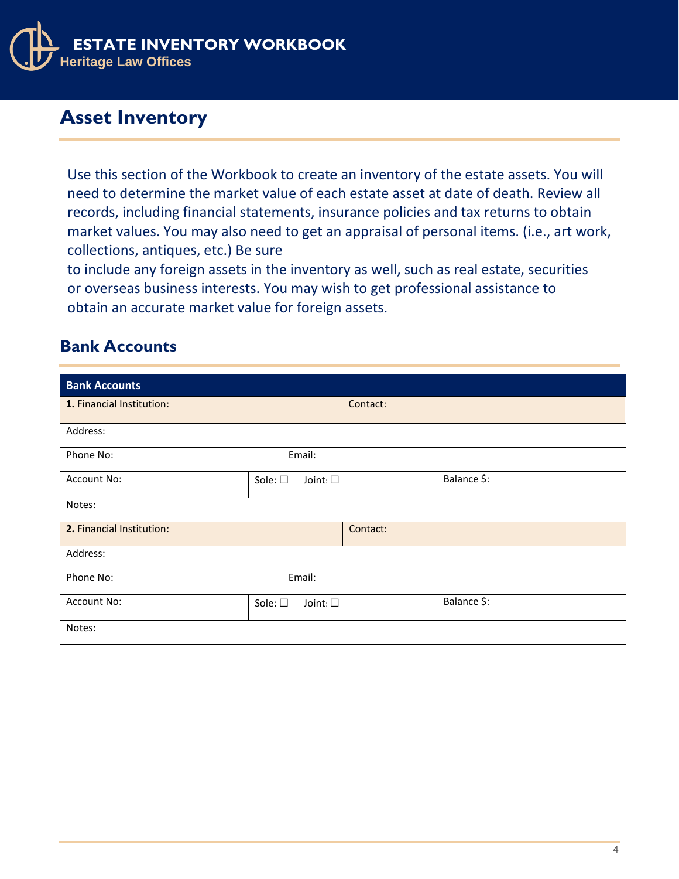# Asset Inventory

Use this section of the Workbook to create an inventory of the estate assets. You will need to determine the market value of each estate asset at date of death. Review all records, including financial statements, insurance policies and tax returns to obtain market values. You may also need to get an appraisal of personal items. (i.e., art work, collections, antiques, etc.) Be sure to include any foreign assets in the inventory as well, such as real estate, securities or overseas business interests. You may wish to get professional assistance to obtain an accurate market value for foreign assets.

## Bank Accounts

| Bank Accounts | | |
|---|---|---|
| **1.** Financial Institution: | Contact: | |
| Address: | | |
| Phone No: | Email: | |
| Account No: | Sole: ☐ Joint: ☐ | Balance $: |
| Notes: | | |
| **2.** Financial Institution: | Contact: | |
| Address: | | |
| Phone No: | Email: | |
| Account No: | Sole: ☐ Joint: ☐ | Balance $: |
| Notes: | | |
| | | |
| | | |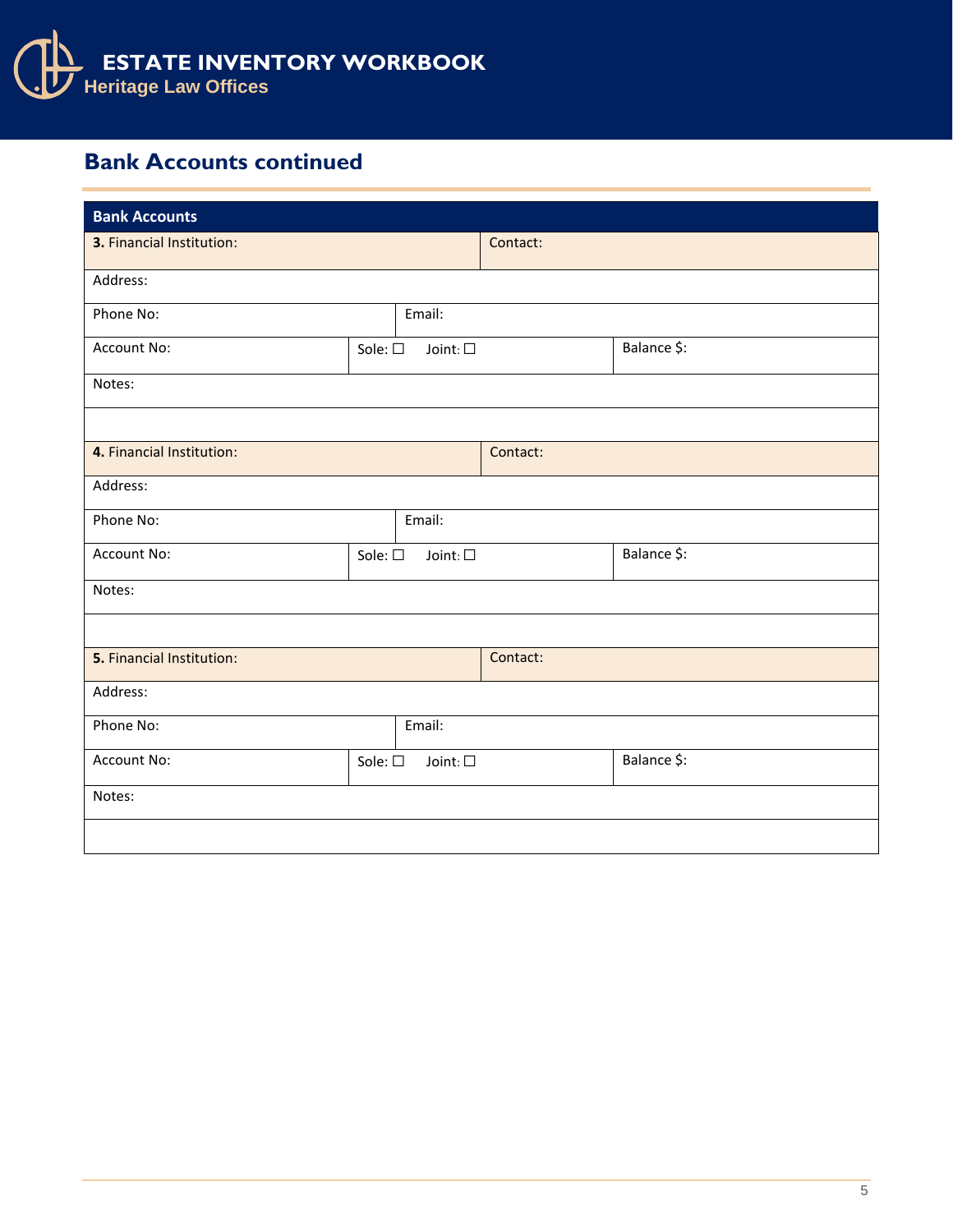## Bank Accounts continued

| Bank Accounts | | | |
|---|---|---|---|
| **3.** Financial Institution: | | Contact: | |
| Address: | | | |
| Phone No: | Email: | | |
| Account No: | Sole: ☐ Joint: ☐ | | Balance $: |
| Notes: | | | |
| | | | |
| **4.** Financial Institution: | | Contact: | |
| Address: | | | |
| Phone No: | Email: | | |
| Account No: | Sole: ☐ Joint: ☐ | | Balance $: |
| Notes: | | | |
| | | | |
| **5.** Financial Institution: | | Contact: | |
| Address: | | | |
| Phone No: | Email: | | |
| Account No: | Sole: ☐ Joint: ☐ | | Balance $: |
| Notes: | | | |
| | | | |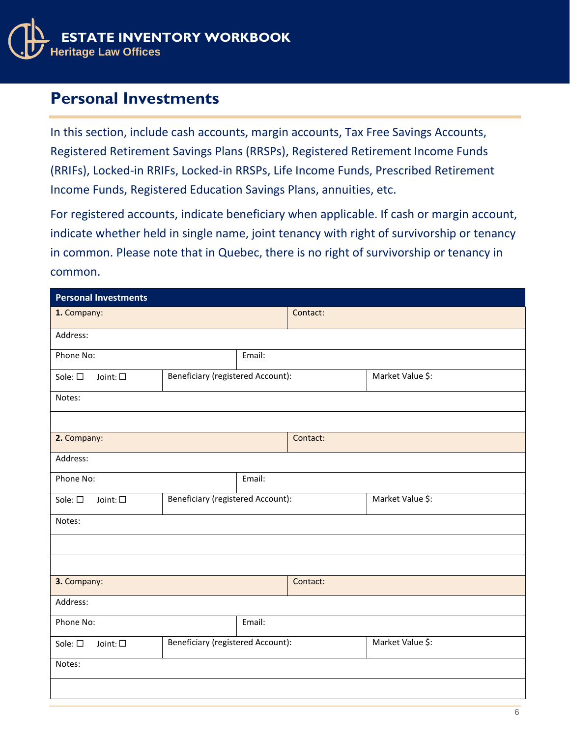## Personal Investments

In this section, include cash accounts, margin accounts, Tax Free Savings Accounts, Registered Retirement Savings Plans (RRSPs), Registered Retirement Income Funds (RRIFs), Locked-in RRIFs, Locked-in RRSPs, Life Income Funds, Prescribed Retirement Income Funds, Registered Education Savings Plans, annuities, etc.

For registered accounts, indicate beneficiary when applicable. If cash or margin account, indicate whether held in single name, joint tenancy with right of survivorship or tenancy in common. Please note that in Quebec, there is no right of survivorship or tenancy in common.

| Personal Investments | | |
|---|---|---|
| **1.** Company: | Contact: | |
| Address: | | |
| Phone No: | Email: | |
| Sole: ☐ Joint: ☐ | Beneficiary (registered Account): | Market Value $: |
| Notes: | | |
| | | |
| **2.** Company: | Contact: | |
| Address: | | |
| Phone No: | Email: | |
| Sole: ☐ Joint: ☐ | Beneficiary (registered Account): | Market Value $: |
| Notes: | | |
| | | |
| | | |
| **3.** Company: | Contact: | |
| Address: | | |
| Phone No: | Email: | |
| Sole: ☐ Joint: ☐ | Beneficiary (registered Account): | Market Value $: |
| Notes: | | |
| | | |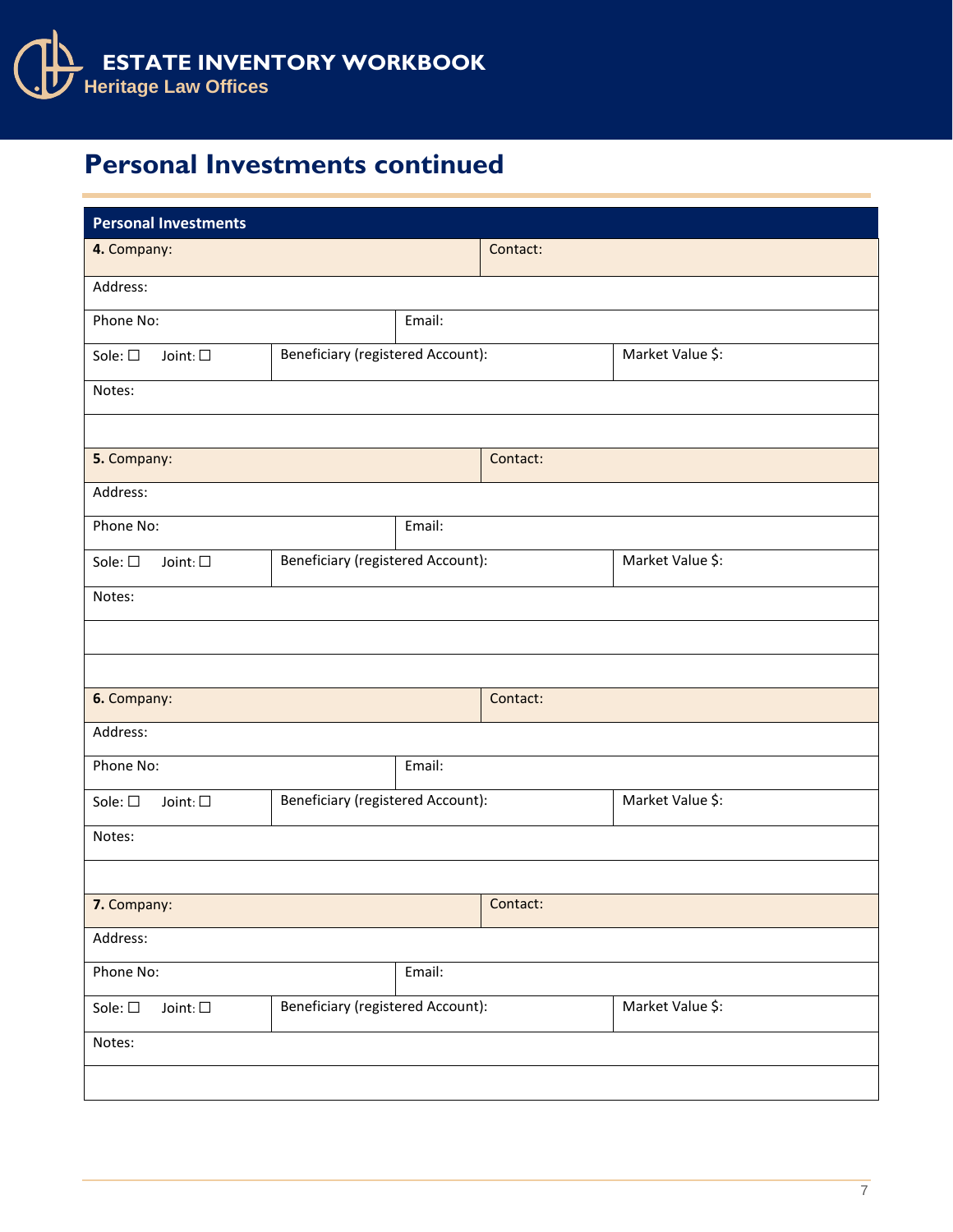# Personal Investments continued

| Personal Investments | | | |
|---|---|---|---|
| **4.** Company: | | Contact: | |
| Address: | | | |
| Phone No: | Email: | | |
| Sole: ☐ Joint: ☐ | Beneficiary (registered Account): | | Market Value $: |
| Notes: | | | |
| | | | |
| **5.** Company: | | Contact: | |
| Address: | | | |
| Phone No: | Email: | | |
| Sole: ☐ Joint: ☐ | Beneficiary (registered Account): | | Market Value $: |
| Notes: | | | |
| | | | |
| | | | |
| **6.** Company: | | Contact: | |
| Address: | | | |
| Phone No: | Email: | | |
| Sole: ☐ Joint: ☐ | Beneficiary (registered Account): | | Market Value $: |
| Notes: | | | |
| | | | |
| **7.** Company: | | Contact: | |
| Address: | | | |
| Phone No: | Email: | | |
| Sole: ☐ Joint: ☐ | Beneficiary (registered Account): | | Market Value $: |
| Notes: | | | |
| | | | |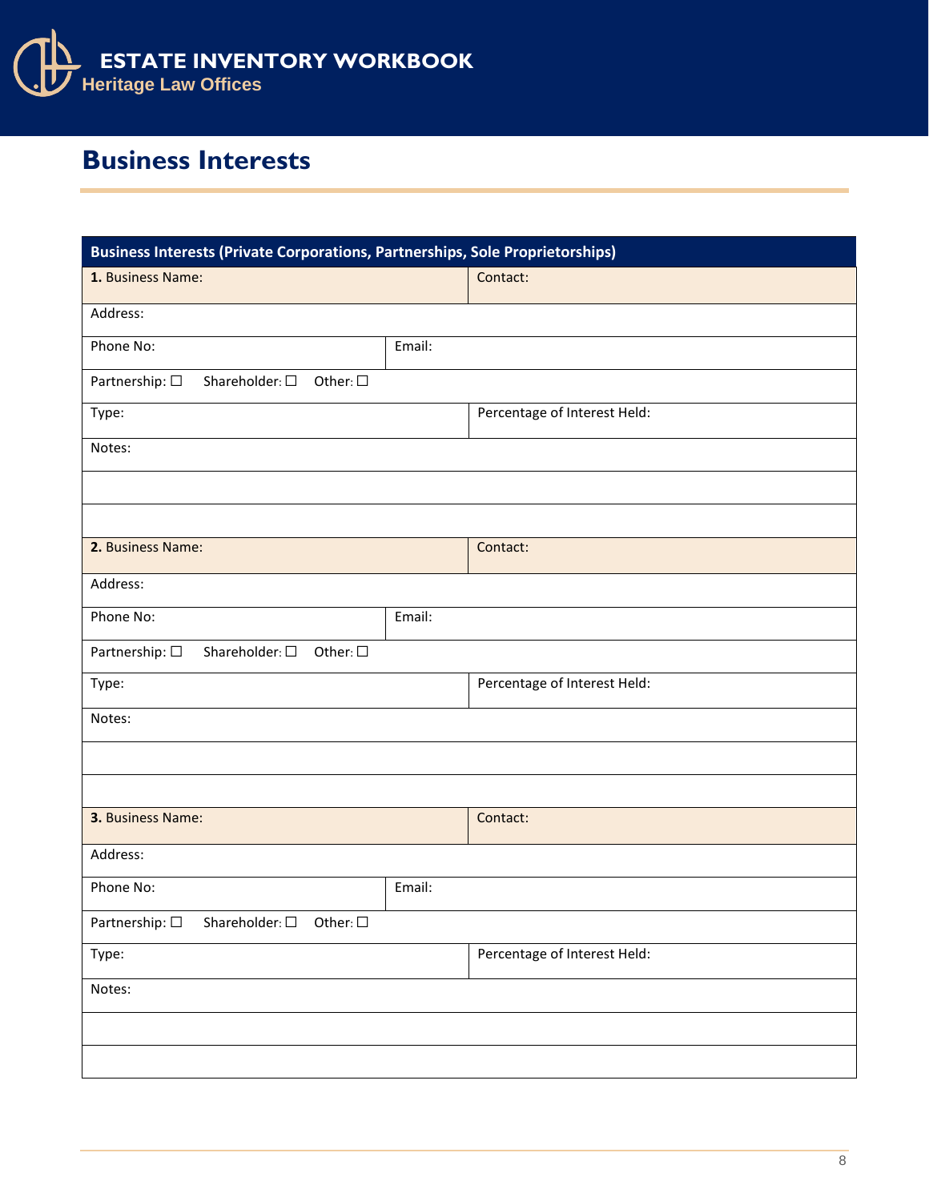# Business Interests

| Business Interests (Private Corporations, Partnerships, Sole Proprietorships) | |
|---|---|
| **1.** Business Name: | Contact: |
| Address: | |
| Phone No: | Email: |
| Partnership: ☐ Shareholder: ☐ Other: ☐ | |
| Type: | Percentage of Interest Held: |
| Notes: | |
| | |
| | |
| **2.** Business Name: | Contact: |
| Address: | |
| Phone No: | Email: |
| Partnership: ☐ Shareholder: ☐ Other: ☐ | |
| Type: | Percentage of Interest Held: |
| Notes: | |
| | |
| | |
| **3.** Business Name: | Contact: |
| Address: | |
| Phone No: | Email: |
| Partnership: ☐ Shareholder: ☐ Other: ☐ | |
| Type: | Percentage of Interest Held: |
| Notes: | |
| | |
| | |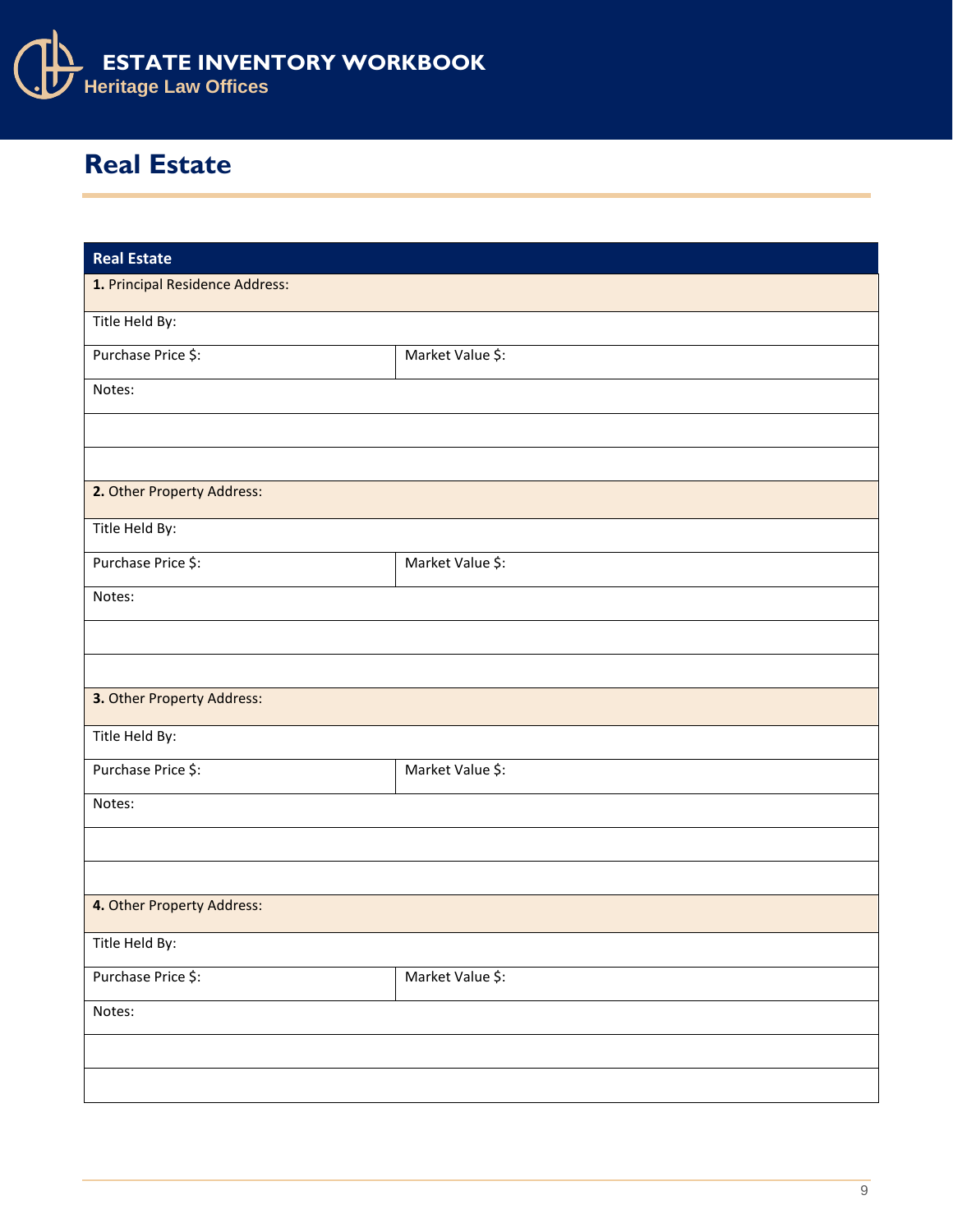## Real Estate

| Real Estate | |
|---|---|
| **1.** Principal Residence Address: | |
| Title Held By: | |
| Purchase Price $: | Market Value $: |
| Notes: | |
| | |
| | |
| **2.** Other Property Address: | |
| Title Held By: | |
| Purchase Price $: | Market Value $: |
| Notes: | |
| | |
| | |
| **3.** Other Property Address: | |
| Title Held By: | |
| Purchase Price $: | Market Value $: |
| Notes: | |
| | |
| | |
| **4.** Other Property Address: | |
| Title Held By: | |
| Purchase Price $: | Market Value $: |
| Notes: | |
| | |
| | |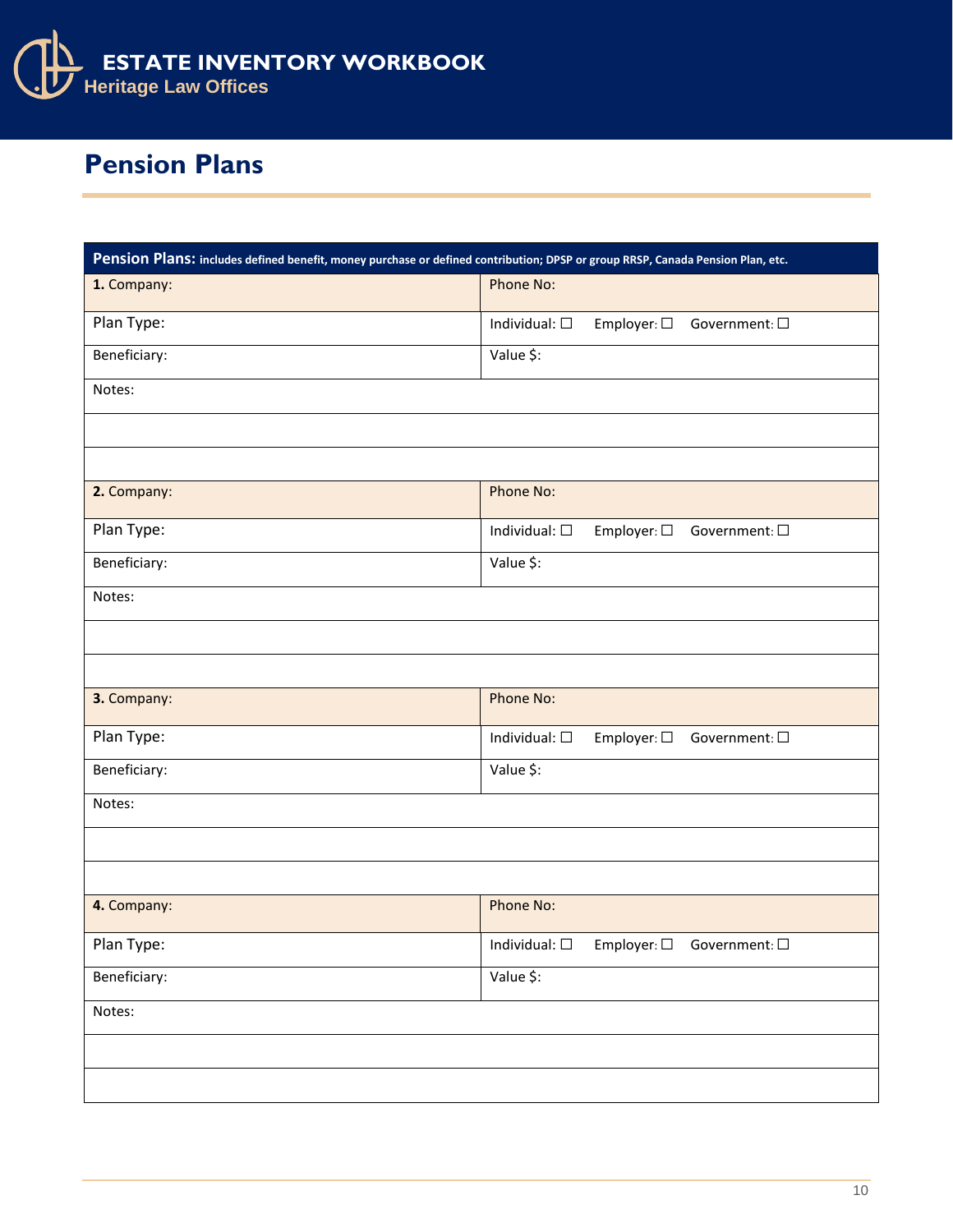# ESTATE INVENTORY WORKBOOK

Heritage Law Offices

## Pension Plans

| **Pension Plans:** includes defined benefit, money purchase or defined contribution; DPSP or group RRSP, Canada Pension Plan, etc. | |
|---|---|
| **1.** Company: | Phone No: |
| Plan Type: | Individual: ☐ Employer: ☐ Government: ☐ |
| Beneficiary: | Value $: |
| Notes: | |
| | |
| | |
| **2.** Company: | Phone No: |
| Plan Type: | Individual: ☐ Employer: ☐ Government: ☐ |
| Beneficiary: | Value $: |
| Notes: | |
| | |
| | |
| **3.** Company: | Phone No: |
| Plan Type: | Individual: ☐ Employer: ☐ Government: ☐ |
| Beneficiary: | Value $: |
| Notes: | |
| | |
| | |
| **4.** Company: | Phone No: |
| Plan Type: | Individual: ☐ Employer: ☐ Government: ☐ |
| Beneficiary: | Value $: |
| Notes: | |
| | |
| | |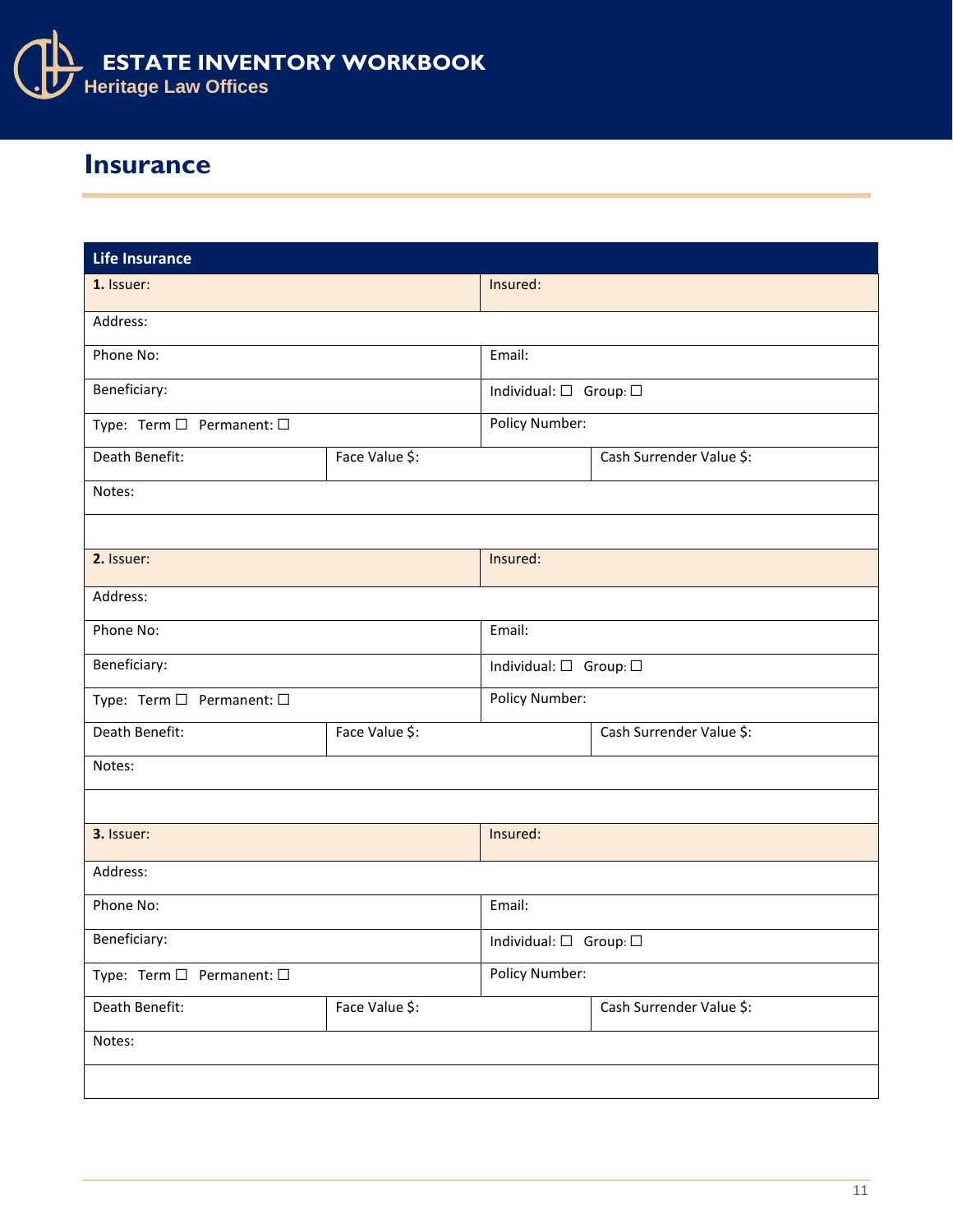# Insurance

| Life Insurance | | |
|---|---|---|
| **1.** Issuer: | Insured: | |
| Address: | | |
| Phone No: | Email: | |
| Beneficiary: | Individual: ☐ Group: ☐ | |
| Type: Term ☐ Permanent: ☐ | Policy Number: | |
| Death Benefit: | Face Value $: | Cash Surrender Value $: |
| Notes: | | |
| | | |
| **2.** Issuer: | Insured: | |
| Address: | | |
| Phone No: | Email: | |
| Beneficiary: | Individual: ☐ Group: ☐ | |
| Type: Term ☐ Permanent: ☐ | Policy Number: | |
| Death Benefit: | Face Value $: | Cash Surrender Value $: |
| Notes: | | |
| | | |
| **3.** Issuer: | Insured: | |
| Address: | | |
| Phone No: | Email: | |
| Beneficiary: | Individual: ☐ Group: ☐ | |
| Type: Term ☐ Permanent: ☐ | Policy Number: | |
| Death Benefit: | Face Value $: | Cash Surrender Value $: |
| Notes: | | |
| | | |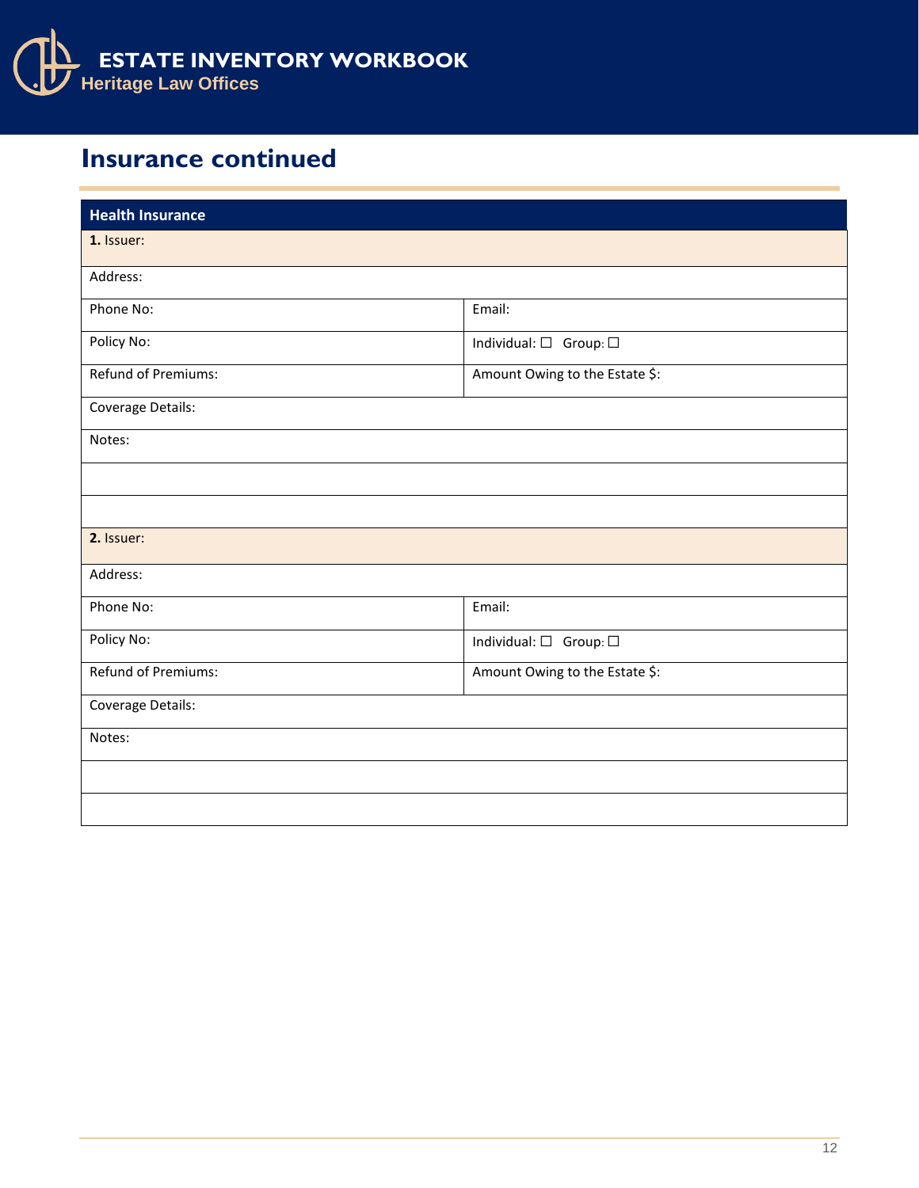## Insurance continued

| Health Insurance | |
|---|---|
| **1.** Issuer: | |
| Address: | |
| Phone No: | Email: |
| Policy No: | Individual: ☐ Group: ☐ |
| Refund of Premiums: | Amount Owing to the Estate $: |
| Coverage Details: | |
| Notes: | |
| | |
| | |
| **2.** Issuer: | |
| Address: | |
| Phone No: | Email: |
| Policy No: | Individual: ☐ Group: ☐ |
| Refund of Premiums: | Amount Owing to the Estate $: |
| Coverage Details: | |
| Notes: | |
| | |
| | |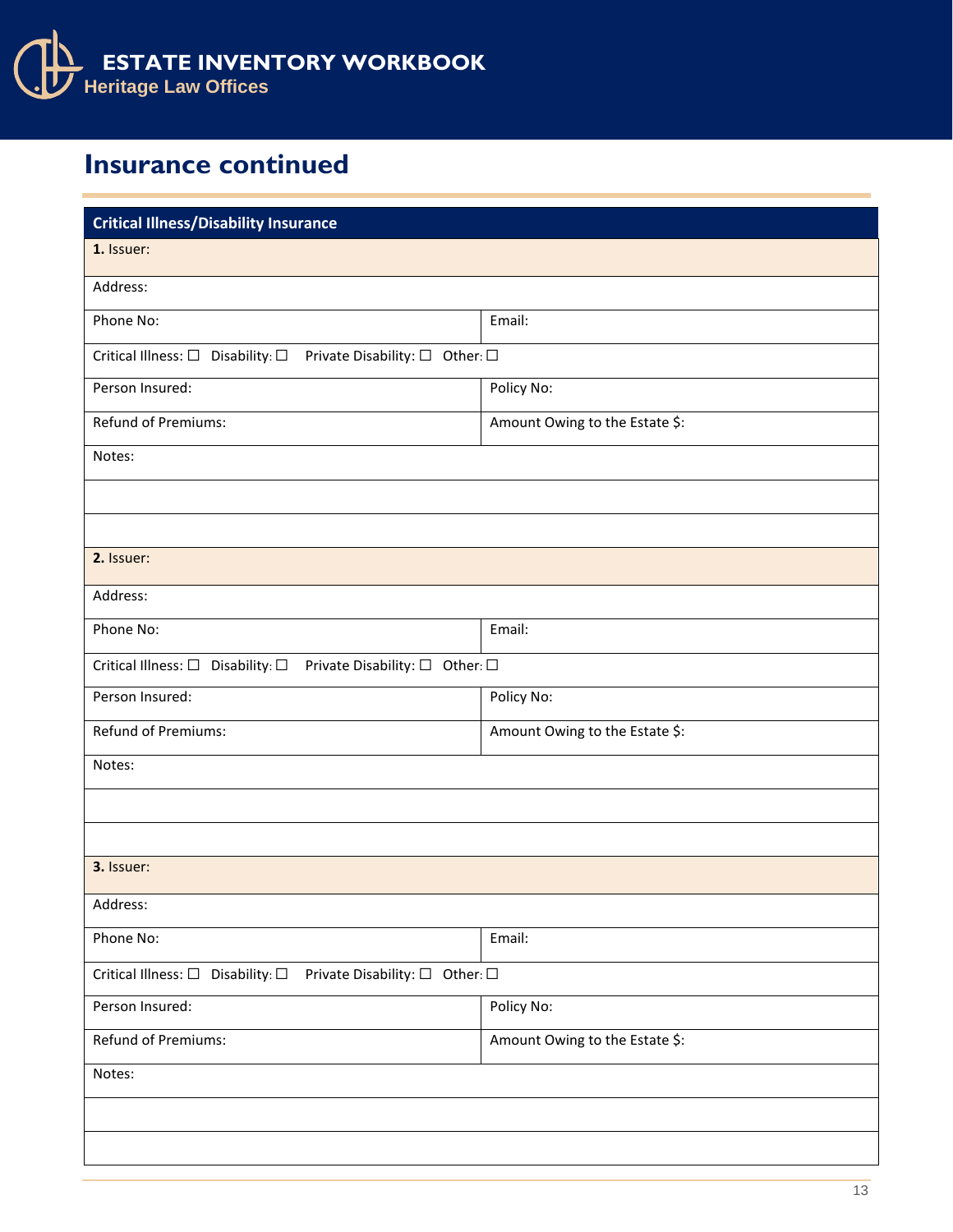## Insurance continued

| Critical Illness/Disability Insurance | |
|---|---|
| **1.** Issuer: | |
| Address: | |
| Phone No: | Email: |
| Critical Illness: ☐ Disability: ☐ Private Disability: ☐ Other: ☐ | |
| Person Insured: | Policy No: |
| Refund of Premiums: | Amount Owing to the Estate $: |
| Notes: | |
| | |
| | |
| **2.** Issuer: | |
| Address: | |
| Phone No: | Email: |
| Critical Illness: ☐ Disability: ☐ Private Disability: ☐ Other: ☐ | |
| Person Insured: | Policy No: |
| Refund of Premiums: | Amount Owing to the Estate $: |
| Notes: | |
| | |
| | |
| **3.** Issuer: | |
| Address: | |
| Phone No: | Email: |
| Critical Illness: ☐ Disability: ☐ Private Disability: ☐ Other: ☐ | |
| Person Insured: | Policy No: |
| Refund of Premiums: | Amount Owing to the Estate $: |
| Notes: | |
| | |
| | |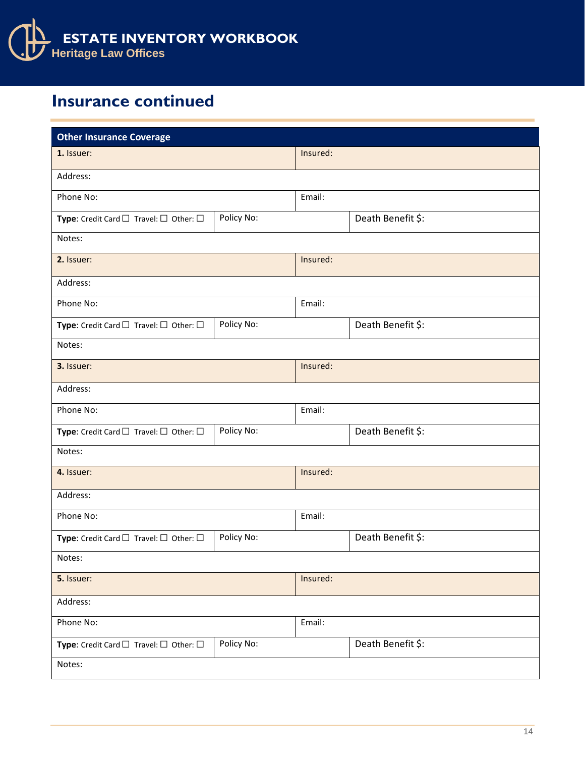## Insurance continued

| Other Insurance Coverage | | |
|---|---|---|
| **1.** Issuer: | Insured: | |
| Address: | | |
| Phone No: | Email: | |
| **Type**: Credit Card ☐ Travel: ☐ Other: ☐ | Policy No: | Death Benefit $: |
| Notes: | | |
| **2.** Issuer: | Insured: | |
| Address: | | |
| Phone No: | Email: | |
| **Type**: Credit Card ☐ Travel: ☐ Other: ☐ | Policy No: | Death Benefit $: |
| Notes: | | |
| **3.** Issuer: | Insured: | |
| Address: | | |
| Phone No: | Email: | |
| **Type**: Credit Card ☐ Travel: ☐ Other: ☐ | Policy No: | Death Benefit $: |
| Notes: | | |
| **4.** Issuer: | Insured: | |
| Address: | | |
| Phone No: | Email: | |
| **Type**: Credit Card ☐ Travel: ☐ Other: ☐ | Policy No: | Death Benefit $: |
| Notes: | | |
| **5.** Issuer: | Insured: | |
| Address: | | |
| Phone No: | Email: | |
| **Type**: Credit Card ☐ Travel: ☐ Other: ☐ | Policy No: | Death Benefit $: |
| Notes: | | |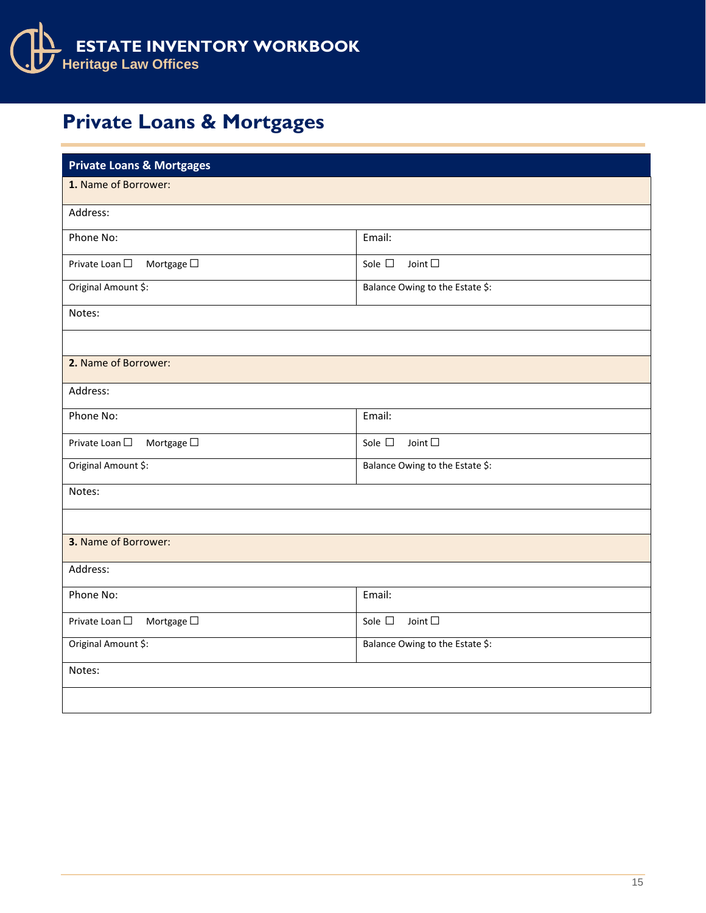# Private Loans & Mortgages

| Private Loans & Mortgages | |
|---|---|
| **1.** Name of Borrower: | |
| Address: | |
| Phone No: | Email: |
| Private Loan ☐ Mortgage ☐ | Sole ☐ Joint ☐ |
| Original Amount $: | Balance Owing to the Estate $: |
| Notes: | |
| | |
| **2.** Name of Borrower: | |
| Address: | |
| Phone No: | Email: |
| Private Loan ☐ Mortgage ☐ | Sole ☐ Joint ☐ |
| Original Amount $: | Balance Owing to the Estate $: |
| Notes: | |
| | |
| **3.** Name of Borrower: | |
| Address: | |
| Phone No: | Email: |
| Private Loan ☐ Mortgage ☐ | Sole ☐ Joint ☐ |
| Original Amount $: | Balance Owing to the Estate $: |
| Notes: | |
| | |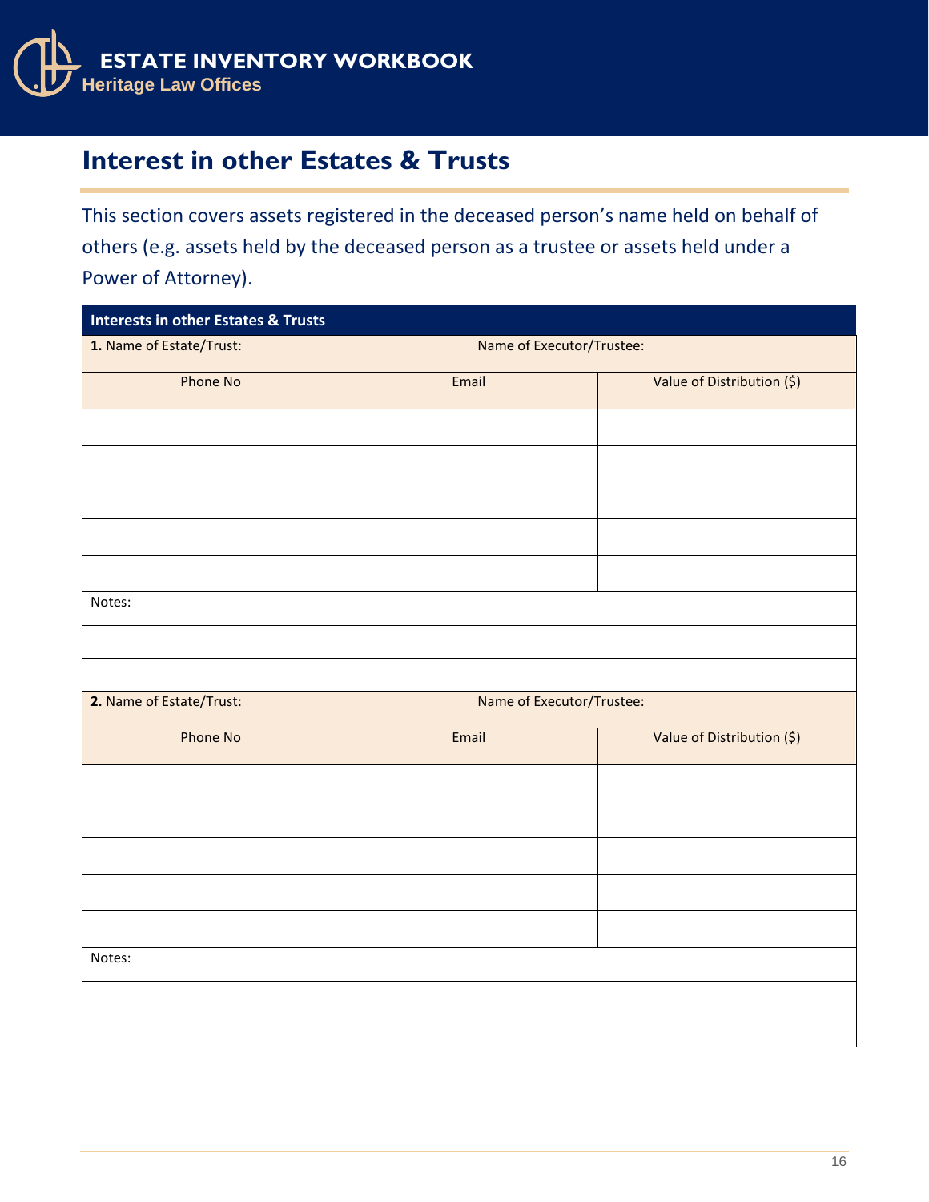## Interest in other Estates & Trusts

This section covers assets registered in the deceased person's name held on behalf of others (e.g. assets held by the deceased person as a trustee or assets held under a Power of Attorney).

| Interests in other Estates & Trusts | | |
|---|---|---|
| **1.** Name of Estate/Trust: | Name of Executor/Trustee: | |
| Phone No | Email | Value of Distribution ($) |
| | | |
| | | |
| | | |
| | | |
| | | |
| Notes: | | |
| | | |
| | | |
| **2.** Name of Estate/Trust: | Name of Executor/Trustee: | |
| Phone No | Email | Value of Distribution ($) |
| | | |
| | | |
| | | |
| | | |
| | | |
| Notes: | | |
| | | |
| | | |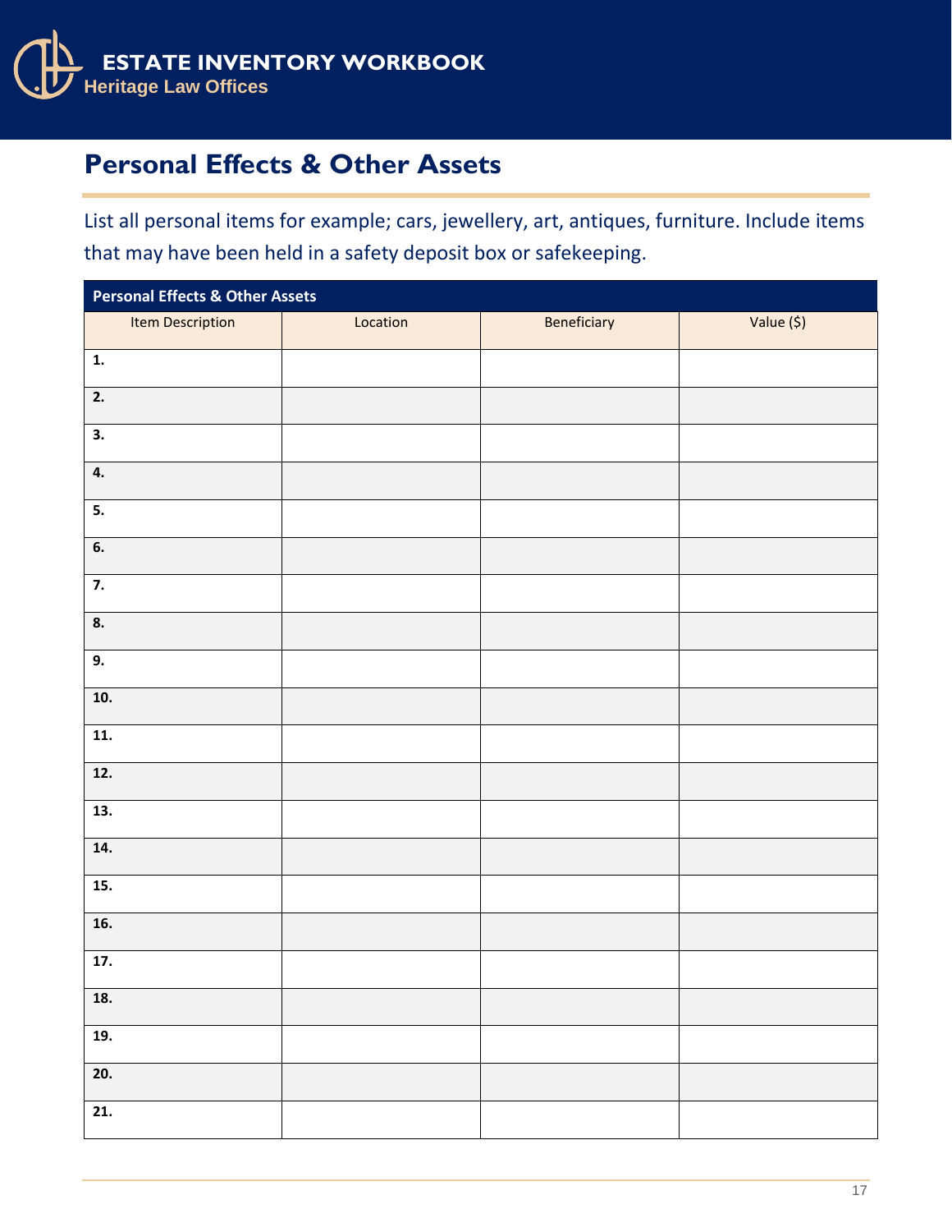## Personal Effects & Other Assets

List all personal items for example; cars, jewellery, art, antiques, furniture. Include items that may have been held in a safety deposit box or safekeeping.

| Personal Effects & Other Assets | | | |
|---|---|---|---|
| Item Description | Location | Beneficiary | Value ($) |
| **1.** | | | |
| **2.** | | | |
| **3.** | | | |
| **4.** | | | |
| **5.** | | | |
| **6.** | | | |
| **7.** | | | |
| **8.** | | | |
| **9.** | | | |
| **10.** | | | |
| **11.** | | | |
| **12.** | | | |
| **13.** | | | |
| **14.** | | | |
| **15.** | | | |
| **16.** | | | |
| **17.** | | | |
| **18.** | | | |
| **19.** | | | |
| **20.** | | | |
| **21.** | | | |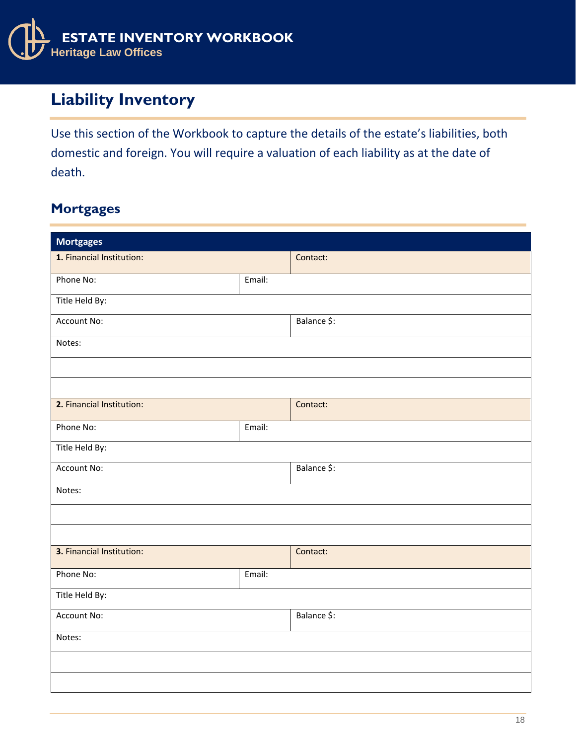# Liability Inventory

Use this section of the Workbook to capture the details of the estate's liabilities, both domestic and foreign. You will require a valuation of each liability as at the date of death.

## Mortgages

| Mortgages | |
|---|---|
| **1.** Financial Institution: | Contact: |
| Phone No: | Email: |
| Title Held By: | |
| Account No: | Balance $: |
| Notes: | |
| | |
| | |
| **2.** Financial Institution: | Contact: |
| Phone No: | Email: |
| Title Held By: | |
| Account No: | Balance $: |
| Notes: | |
| | |
| | |
| **3.** Financial Institution: | Contact: |
| Phone No: | Email: |
| Title Held By: | |
| Account No: | Balance $: |
| Notes: | |
| | |
| | |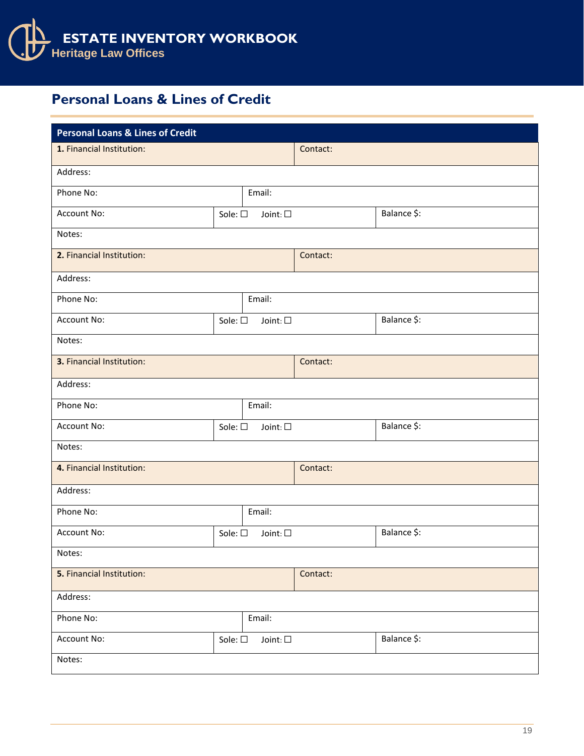## Personal Loans & Lines of Credit

| Personal Loans & Lines of Credit | | | |
|---|---|---|---|
| **1.** Financial Institution: | | Contact: | |
| Address: | | | |
| Phone No: | Email: | | |
| Account No: | Sole: ☐ Joint: ☐ | | Balance $: |
| Notes: | | | |
| **2.** Financial Institution: | | Contact: | |
| Address: | | | |
| Phone No: | Email: | | |
| Account No: | Sole: ☐ Joint: ☐ | | Balance $: |
| Notes: | | | |
| **3.** Financial Institution: | | Contact: | |
| Address: | | | |
| Phone No: | Email: | | |
| Account No: | Sole: ☐ Joint: ☐ | | Balance $: |
| Notes: | | | |
| **4.** Financial Institution: | | Contact: | |
| Address: | | | |
| Phone No: | Email: | | |
| Account No: | Sole: ☐ Joint: ☐ | | Balance $: |
| Notes: | | | |
| **5.** Financial Institution: | | Contact: | |
| Address: | | | |
| Phone No: | Email: | | |
| Account No: | Sole: ☐ Joint: ☐ | | Balance $: |
| Notes: | | | |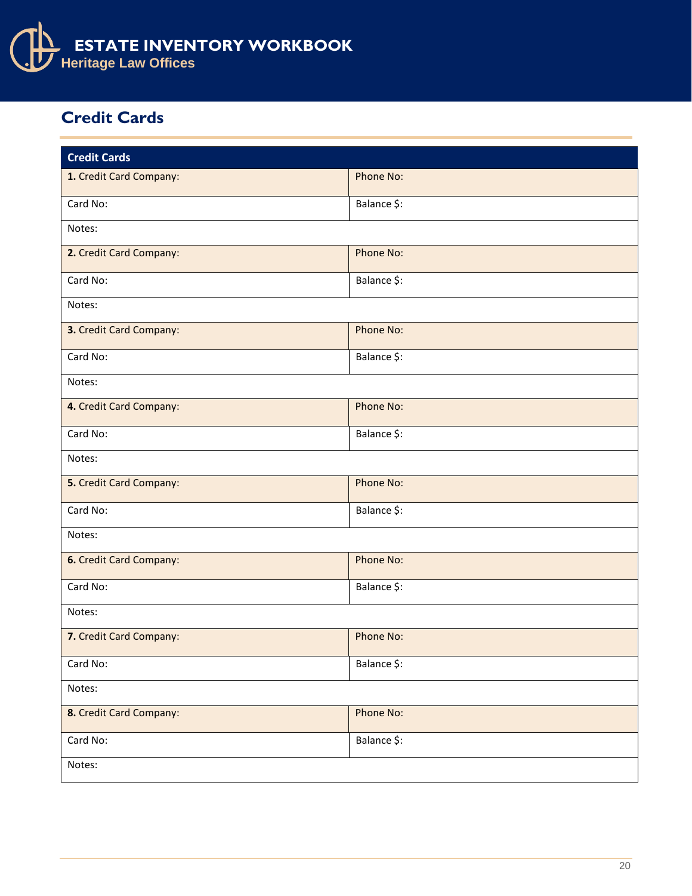## Credit Cards

| Credit Cards | |
|---|---|
| **1.** Credit Card Company: | Phone No: |
| Card No: | Balance $: |
| Notes: | |
| **2.** Credit Card Company: | Phone No: |
| Card No: | Balance $: |
| Notes: | |
| **3.** Credit Card Company: | Phone No: |
| Card No: | Balance $: |
| Notes: | |
| **4.** Credit Card Company: | Phone No: |
| Card No: | Balance $: |
| Notes: | |
| **5.** Credit Card Company: | Phone No: |
| Card No: | Balance $: |
| Notes: | |
| **6.** Credit Card Company: | Phone No: |
| Card No: | Balance $: |
| Notes: | |
| **7.** Credit Card Company: | Phone No: |
| Card No: | Balance $: |
| Notes: | |
| **8.** Credit Card Company: | Phone No: |
| Card No: | Balance $: |
| Notes: | |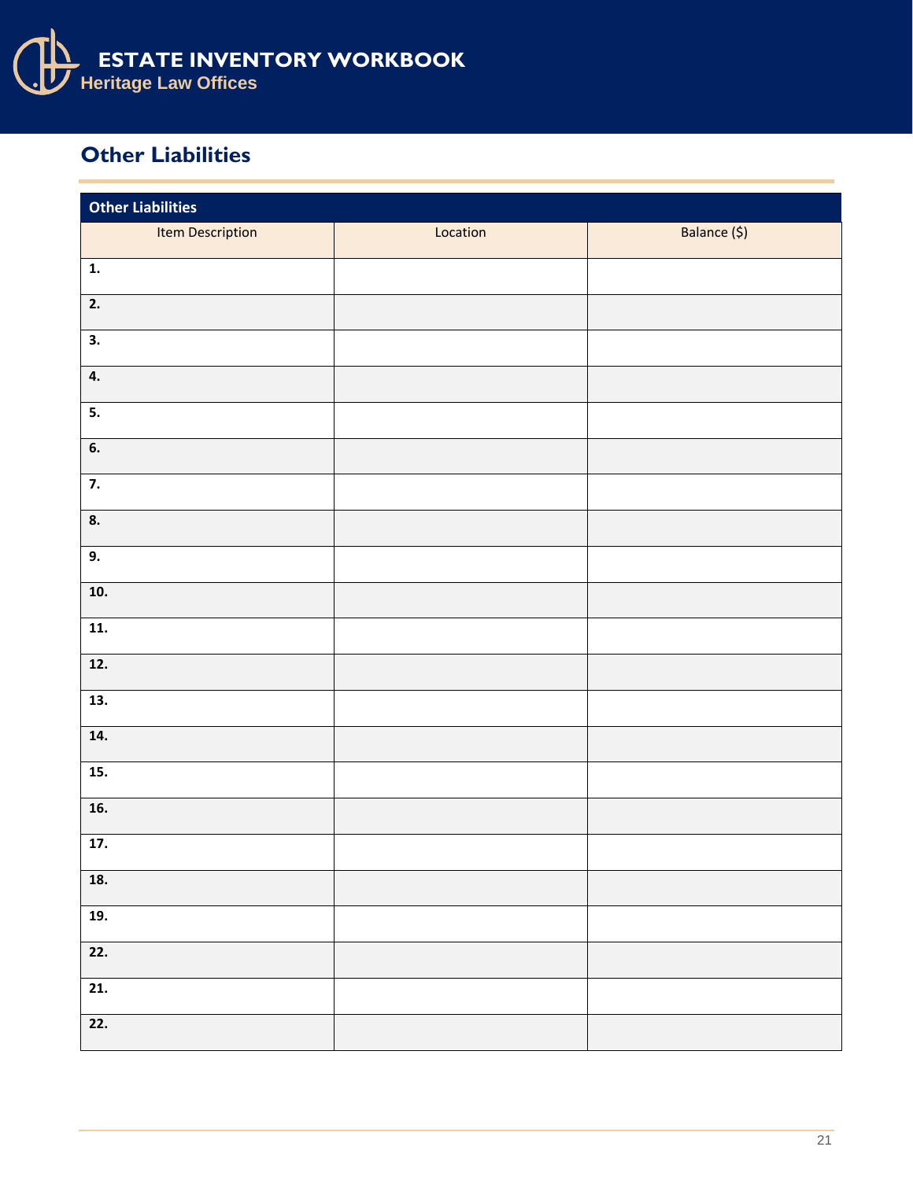## Other Liabilities

| Other Liabilities | | |
|---|---|---|
| Item Description | Location | Balance ($) |
| **1.** | | |
| **2.** | | |
| **3.** | | |
| **4.** | | |
| **5.** | | |
| **6.** | | |
| **7.** | | |
| **8.** | | |
| **9.** | | |
| **10.** | | |
| **11.** | | |
| **12.** | | |
| **13.** | | |
| **14.** | | |
| **15.** | | |
| **16.** | | |
| **17.** | | |
| **18.** | | |
| **19.** | | |
| **22.** | | |
| **21.** | | |
| **22.** | | |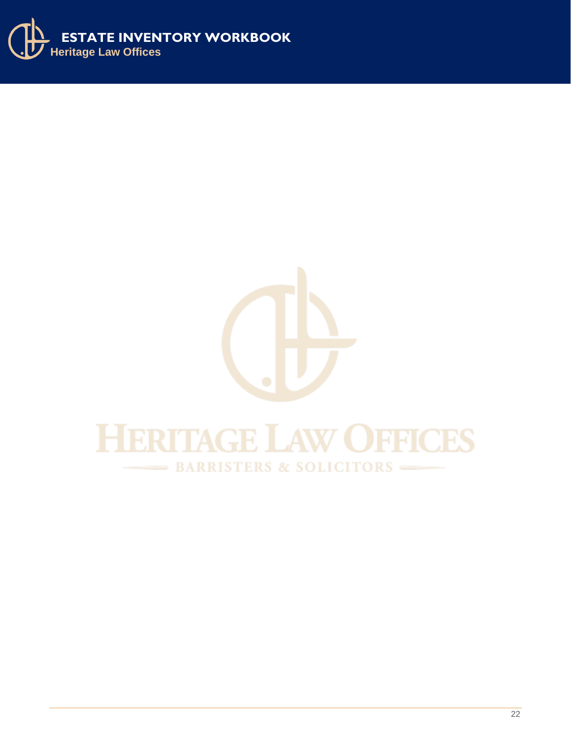HERITAGE LAW OFFICES

BARRISTERS & SOLICITORS